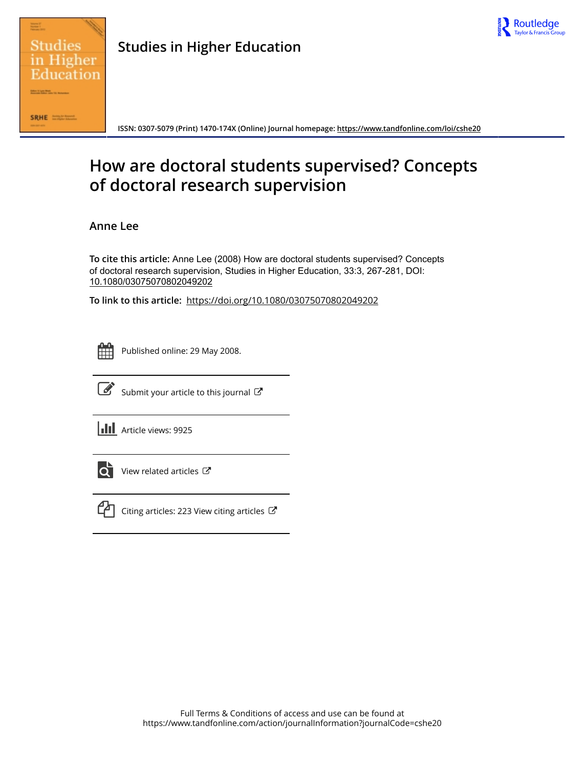Studies in Higher Education

ISSN: 0307-5079 (Print) 1470-174X (Online) Journal homepage: https://www.tandfonline.com/loi/cshe20

# How are doctoral students supervised? Concepts of doctoral research supervision

Anne Lee

**To cite this article:** Anne Lee (2008) How are doctoral students supervised? Concepts of doctoral research supervision, Studies in Higher Education, 33:3, 267-281, DOI: 10.1080/03075070802049202

**To link to this article:** https://doi.org/10.1080/03075070802049202

Published online: 29 May 2008.

Submit your article to this journal

Article views: 9925

View related articles

Citing articles: 223 View citing articles

Full Terms & Conditions of access and use can be found at
https://www.tandfonline.com/action/journalInformation?journalCode=cshe20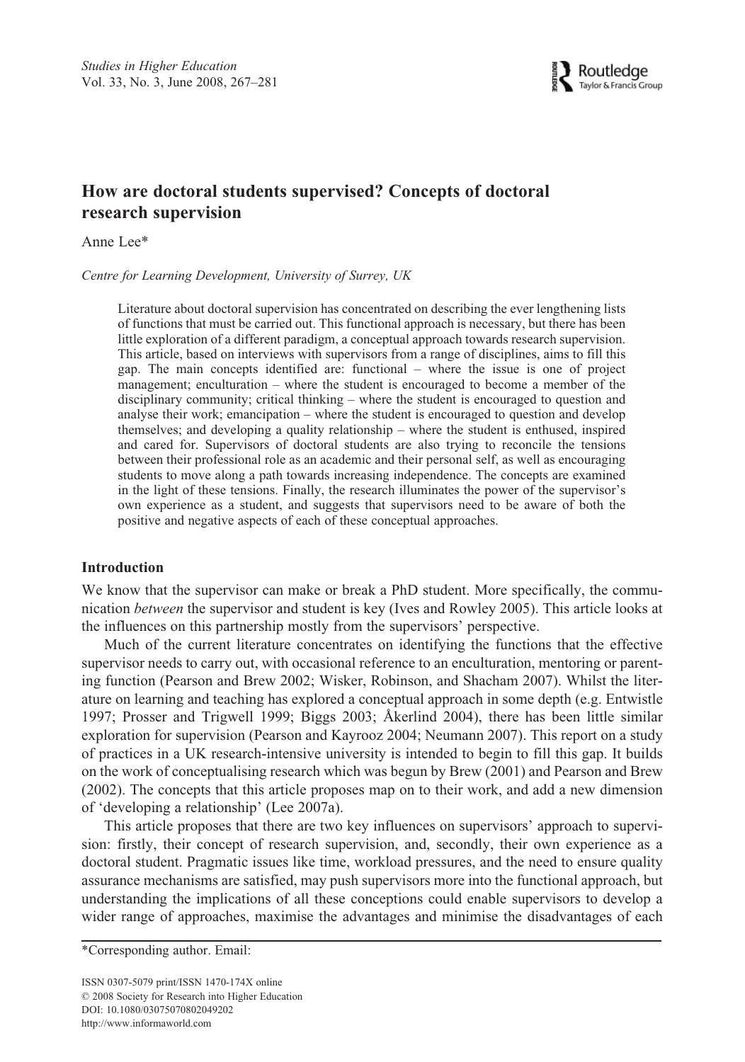Studies in Higher Education
Vol. 33, No. 3, June 2008, 267–281

# How are doctoral students supervised? Concepts of doctoral research supervision

Anne Lee*

*Centre for Learning Development, University of Surrey, UK*

Literature about doctoral supervision has concentrated on describing the ever lengthening lists of functions that must be carried out. This functional approach is necessary, but there has been little exploration of a different paradigm, a conceptual approach towards research supervision. This article, based on interviews with supervisors from a range of disciplines, aims to fill this gap. The main concepts identified are: functional – where the issue is one of project management; enculturation – where the student is encouraged to become a member of the disciplinary community; critical thinking – where the student is encouraged to question and analyse their work; emancipation – where the student is encouraged to question and develop themselves; and developing a quality relationship – where the student is enthused, inspired and cared for. Supervisors of doctoral students are also trying to reconcile the tensions between their professional role as an academic and their personal self, as well as encouraging students to move along a path towards increasing independence. The concepts are examined in the light of these tensions. Finally, the research illuminates the power of the supervisor's own experience as a student, and suggests that supervisors need to be aware of both the positive and negative aspects of each of these conceptual approaches.

## Introduction

We know that the supervisor can make or break a PhD student. More specifically, the communication *between* the supervisor and student is key (Ives and Rowley 2005). This article looks at the influences on this partnership mostly from the supervisors' perspective.

Much of the current literature concentrates on identifying the functions that the effective supervisor needs to carry out, with occasional reference to an enculturation, mentoring or parenting function (Pearson and Brew 2002; Wisker, Robinson, and Shacham 2007). Whilst the literature on learning and teaching has explored a conceptual approach in some depth (e.g. Entwistle 1997; Prosser and Trigwell 1999; Biggs 2003; Åkerlind 2004), there has been little similar exploration for supervision (Pearson and Kayrooz 2004; Neumann 2007). This report on a study of practices in a UK research-intensive university is intended to begin to fill this gap. It builds on the work of conceptualising research which was begun by Brew (2001) and Pearson and Brew (2002). The concepts that this article proposes map on to their work, and add a new dimension of 'developing a relationship' (Lee 2007a).

This article proposes that there are two key influences on supervisors' approach to supervision: firstly, their concept of research supervision, and, secondly, their own experience as a doctoral student. Pragmatic issues like time, workload pressures, and the need to ensure quality assurance mechanisms are satisfied, may push supervisors more into the functional approach, but understanding the implications of all these conceptions could enable supervisors to develop a wider range of approaches, maximise the advantages and minimise the disadvantages of each

*Corresponding author. Email:

ISSN 0307-5079 print/ISSN 1470-174X online
© 2008 Society for Research into Higher Education
DOI: 10.1080/03075070802049202
http://www.informaworld.com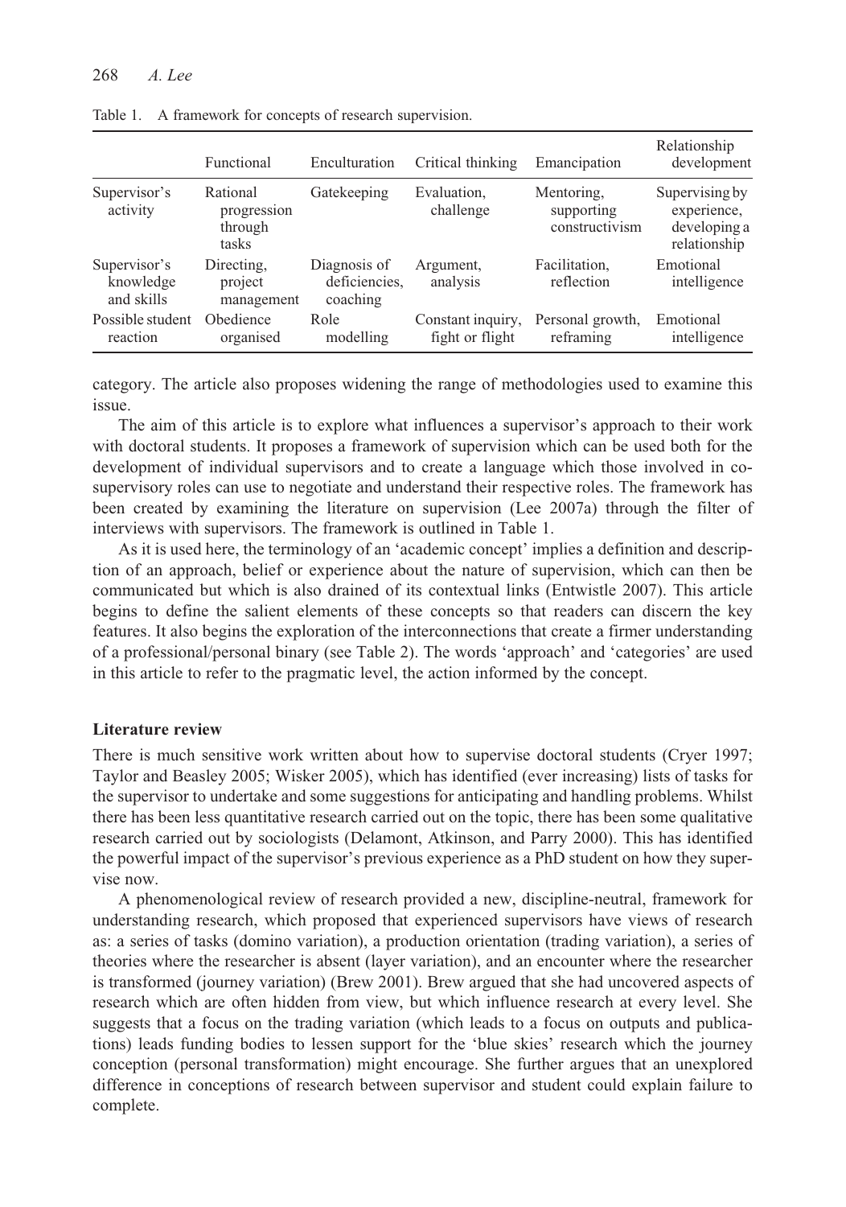Table 1. A framework for concepts of research supervision.

| | Functional | Enculturation | Critical thinking | Emancipation | Relationship development |
|---|---|---|---|---|---|
| Supervisor's activity | Rational progression through tasks | Gatekeeping | Evaluation, challenge | Mentoring, supporting constructivism | Supervising by experience, developing a relationship |
| Supervisor's knowledge and skills | Directing, project management | Diagnosis of deficiencies, coaching | Argument, analysis | Facilitation, reflection | Emotional intelligence |
| Possible student reaction | Obedience organised | Role modelling | Constant inquiry, fight or flight | Personal growth, reframing | Emotional intelligence |

category. The article also proposes widening the range of methodologies used to examine this issue.

The aim of this article is to explore what influences a supervisor's approach to their work with doctoral students. It proposes a framework of supervision which can be used both for the development of individual supervisors and to create a language which those involved in co-supervisory roles can use to negotiate and understand their respective roles. The framework has been created by examining the literature on supervision (Lee 2007a) through the filter of interviews with supervisors. The framework is outlined in Table 1.

As it is used here, the terminology of an 'academic concept' implies a definition and description of an approach, belief or experience about the nature of supervision, which can then be communicated but which is also drained of its contextual links (Entwistle 2007). This article begins to define the salient elements of these concepts so that readers can discern the key features. It also begins the exploration of the interconnections that create a firmer understanding of a professional/personal binary (see Table 2). The words 'approach' and 'categories' are used in this article to refer to the pragmatic level, the action informed by the concept.

## Literature review

There is much sensitive work written about how to supervise doctoral students (Cryer 1997; Taylor and Beasley 2005; Wisker 2005), which has identified (ever increasing) lists of tasks for the supervisor to undertake and some suggestions for anticipating and handling problems. Whilst there has been less quantitative research carried out on the topic, there has been some qualitative research carried out by sociologists (Delamont, Atkinson, and Parry 2000). This has identified the powerful impact of the supervisor's previous experience as a PhD student on how they supervise now.

A phenomenological review of research provided a new, discipline-neutral, framework for understanding research, which proposed that experienced supervisors have views of research as: a series of tasks (domino variation), a production orientation (trading variation), a series of theories where the researcher is absent (layer variation), and an encounter where the researcher is transformed (journey variation) (Brew 2001). Brew argued that she had uncovered aspects of research which are often hidden from view, but which influence research at every level. She suggests that a focus on the trading variation (which leads to a focus on outputs and publications) leads funding bodies to lessen support for the 'blue skies' research which the journey conception (personal transformation) might encourage. She further argues that an unexplored difference in conceptions of research between supervisor and student could explain failure to complete.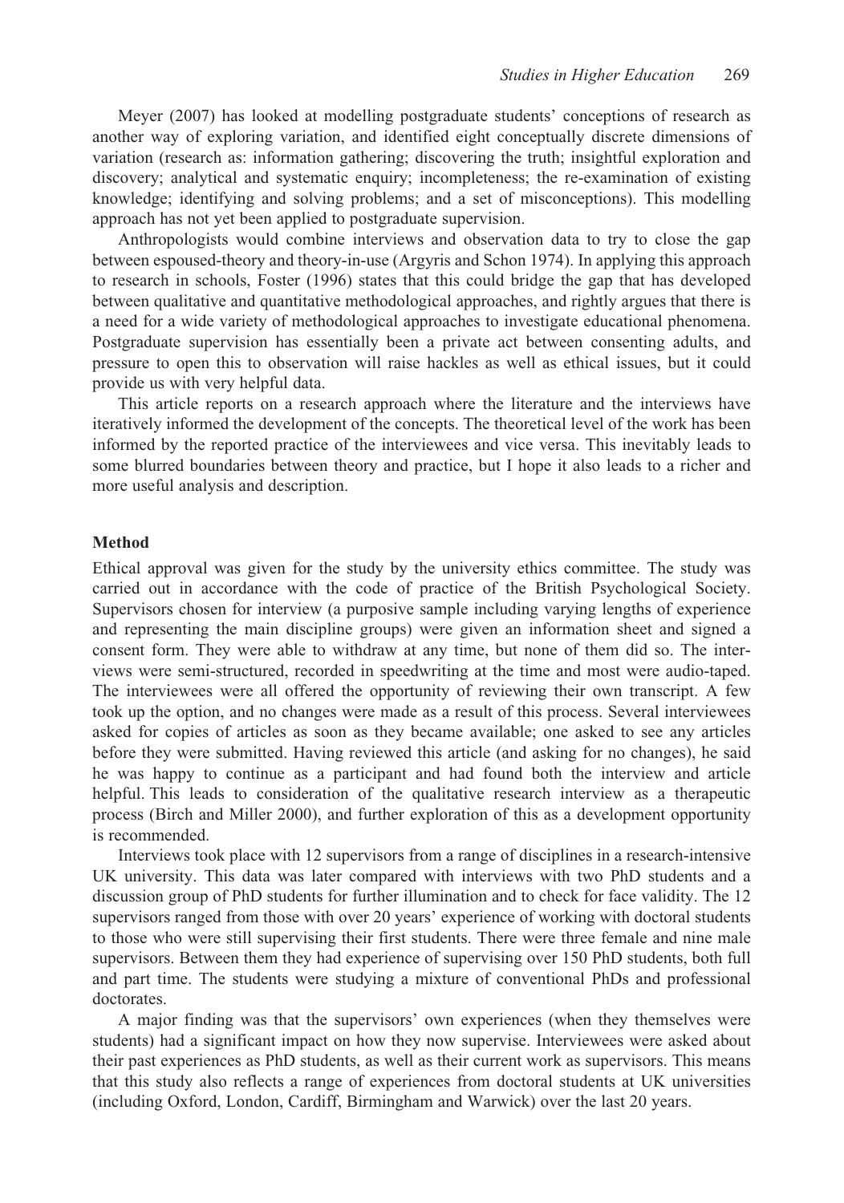Meyer (2007) has looked at modelling postgraduate students' conceptions of research as another way of exploring variation, and identified eight conceptually discrete dimensions of variation (research as: information gathering; discovering the truth; insightful exploration and discovery; analytical and systematic enquiry; incompleteness; the re-examination of existing knowledge; identifying and solving problems; and a set of misconceptions). This modelling approach has not yet been applied to postgraduate supervision.

Anthropologists would combine interviews and observation data to try to close the gap between espoused-theory and theory-in-use (Argyris and Schon 1974). In applying this approach to research in schools, Foster (1996) states that this could bridge the gap that has developed between qualitative and quantitative methodological approaches, and rightly argues that there is a need for a wide variety of methodological approaches to investigate educational phenomena. Postgraduate supervision has essentially been a private act between consenting adults, and pressure to open this to observation will raise hackles as well as ethical issues, but it could provide us with very helpful data.

This article reports on a research approach where the literature and the interviews have iteratively informed the development of the concepts. The theoretical level of the work has been informed by the reported practice of the interviewees and vice versa. This inevitably leads to some blurred boundaries between theory and practice, but I hope it also leads to a richer and more useful analysis and description.

## Method

Ethical approval was given for the study by the university ethics committee. The study was carried out in accordance with the code of practice of the British Psychological Society. Supervisors chosen for interview (a purposive sample including varying lengths of experience and representing the main discipline groups) were given an information sheet and signed a consent form. They were able to withdraw at any time, but none of them did so. The interviews were semi-structured, recorded in speedwriting at the time and most were audio-taped. The interviewees were all offered the opportunity of reviewing their own transcript. A few took up the option, and no changes were made as a result of this process. Several interviewees asked for copies of articles as soon as they became available; one asked to see any articles before they were submitted. Having reviewed this article (and asking for no changes), he said he was happy to continue as a participant and had found both the interview and article helpful. This leads to consideration of the qualitative research interview as a therapeutic process (Birch and Miller 2000), and further exploration of this as a development opportunity is recommended.

Interviews took place with 12 supervisors from a range of disciplines in a research-intensive UK university. This data was later compared with interviews with two PhD students and a discussion group of PhD students for further illumination and to check for face validity. The 12 supervisors ranged from those with over 20 years' experience of working with doctoral students to those who were still supervising their first students. There were three female and nine male supervisors. Between them they had experience of supervising over 150 PhD students, both full and part time. The students were studying a mixture of conventional PhDs and professional doctorates.

A major finding was that the supervisors' own experiences (when they themselves were students) had a significant impact on how they now supervise. Interviewees were asked about their past experiences as PhD students, as well as their current work as supervisors. This means that this study also reflects a range of experiences from doctoral students at UK universities (including Oxford, London, Cardiff, Birmingham and Warwick) over the last 20 years.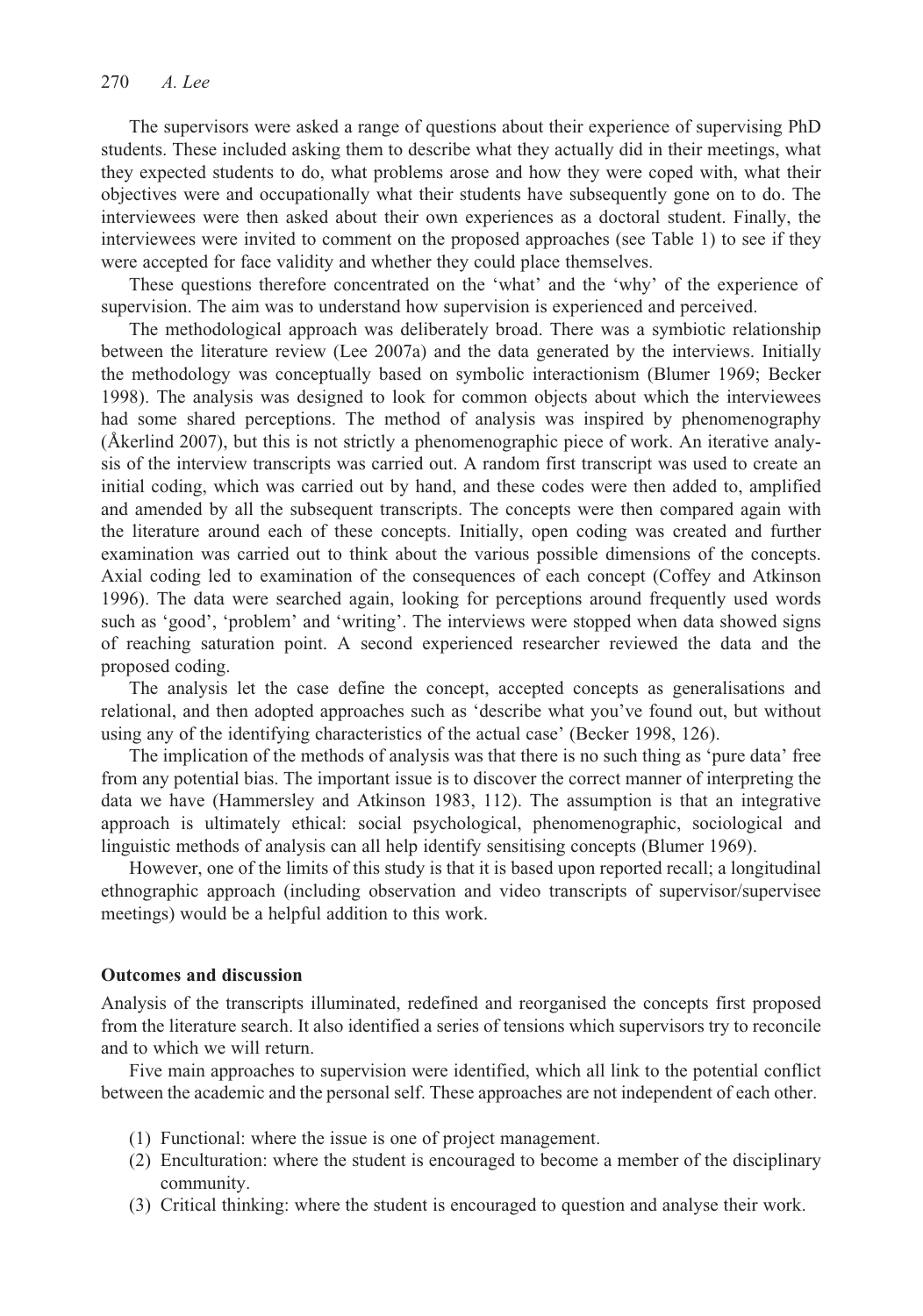The supervisors were asked a range of questions about their experience of supervising PhD students. These included asking them to describe what they actually did in their meetings, what they expected students to do, what problems arose and how they were coped with, what their objectives were and occupationally what their students have subsequently gone on to do. The interviewees were then asked about their own experiences as a doctoral student. Finally, the interviewees were invited to comment on the proposed approaches (see Table 1) to see if they were accepted for face validity and whether they could place themselves.

These questions therefore concentrated on the 'what' and the 'why' of the experience of supervision. The aim was to understand how supervision is experienced and perceived.

The methodological approach was deliberately broad. There was a symbiotic relationship between the literature review (Lee 2007a) and the data generated by the interviews. Initially the methodology was conceptually based on symbolic interactionism (Blumer 1969; Becker 1998). The analysis was designed to look for common objects about which the interviewees had some shared perceptions. The method of analysis was inspired by phenomenography (Åkerlind 2007), but this is not strictly a phenomenographic piece of work. An iterative analysis of the interview transcripts was carried out. A random first transcript was used to create an initial coding, which was carried out by hand, and these codes were then added to, amplified and amended by all the subsequent transcripts. The concepts were then compared again with the literature around each of these concepts. Initially, open coding was created and further examination was carried out to think about the various possible dimensions of the concepts. Axial coding led to examination of the consequences of each concept (Coffey and Atkinson 1996). The data were searched again, looking for perceptions around frequently used words such as 'good', 'problem' and 'writing'. The interviews were stopped when data showed signs of reaching saturation point. A second experienced researcher reviewed the data and the proposed coding.

The analysis let the case define the concept, accepted concepts as generalisations and relational, and then adopted approaches such as 'describe what you've found out, but without using any of the identifying characteristics of the actual case' (Becker 1998, 126).

The implication of the methods of analysis was that there is no such thing as 'pure data' free from any potential bias. The important issue is to discover the correct manner of interpreting the data we have (Hammersley and Atkinson 1983, 112). The assumption is that an integrative approach is ultimately ethical: social psychological, phenomenographic, sociological and linguistic methods of analysis can all help identify sensitising concepts (Blumer 1969).

However, one of the limits of this study is that it is based upon reported recall; a longitudinal ethnographic approach (including observation and video transcripts of supervisor/supervisee meetings) would be a helpful addition to this work.

## Outcomes and discussion

Analysis of the transcripts illuminated, redefined and reorganised the concepts first proposed from the literature search. It also identified a series of tensions which supervisors try to reconcile and to which we will return.

Five main approaches to supervision were identified, which all link to the potential conflict between the academic and the personal self. These approaches are not independent of each other.

(1) Functional: where the issue is one of project management.
(2) Enculturation: where the student is encouraged to become a member of the disciplinary community.
(3) Critical thinking: where the student is encouraged to question and analyse their work.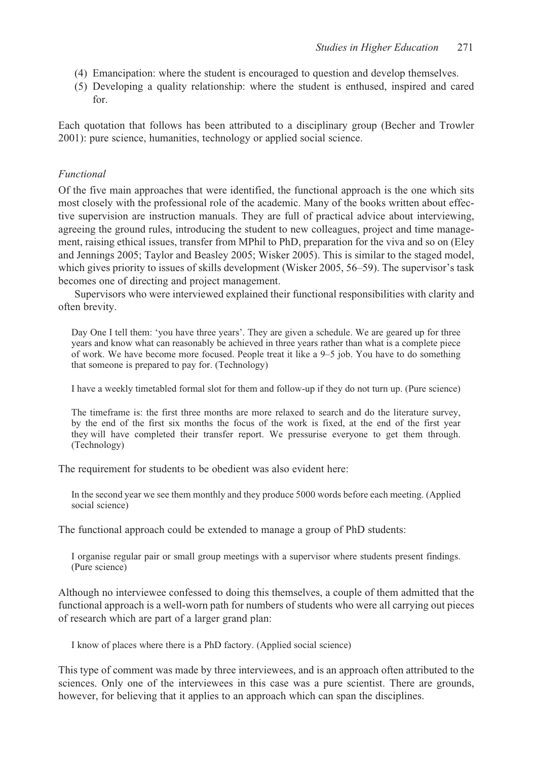(4) Emancipation: where the student is encouraged to question and develop themselves.
(5) Developing a quality relationship: where the student is enthused, inspired and cared for.

Each quotation that follows has been attributed to a disciplinary group (Becher and Trowler 2001): pure science, humanities, technology or applied social science.

### *Functional*

Of the five main approaches that were identified, the functional approach is the one which sits most closely with the professional role of the academic. Many of the books written about effective supervision are instruction manuals. They are full of practical advice about interviewing, agreeing the ground rules, introducing the student to new colleagues, project and time management, raising ethical issues, transfer from MPhil to PhD, preparation for the viva and so on (Eley and Jennings 2005; Taylor and Beasley 2005; Wisker 2005). This is similar to the staged model, which gives priority to issues of skills development (Wisker 2005, 56–59). The supervisor's task becomes one of directing and project management.

Supervisors who were interviewed explained their functional responsibilities with clarity and often brevity.

> Day One I tell them: 'you have three years'. They are given a schedule. We are geared up for three years and know what can reasonably be achieved in three years rather than what is a complete piece of work. We have become more focused. People treat it like a 9–5 job. You have to do something that someone is prepared to pay for. (Technology)

> I have a weekly timetabled formal slot for them and follow-up if they do not turn up. (Pure science)

> The timeframe is: the first three months are more relaxed to search and do the literature survey, by the end of the first six months the focus of the work is fixed, at the end of the first year they will have completed their transfer report. We pressurise everyone to get them through. (Technology)

The requirement for students to be obedient was also evident here:

> In the second year we see them monthly and they produce 5000 words before each meeting. (Applied social science)

The functional approach could be extended to manage a group of PhD students:

> I organise regular pair or small group meetings with a supervisor where students present findings. (Pure science)

Although no interviewee confessed to doing this themselves, a couple of them admitted that the functional approach is a well-worn path for numbers of students who were all carrying out pieces of research which are part of a larger grand plan:

> I know of places where there is a PhD factory. (Applied social science)

This type of comment was made by three interviewees, and is an approach often attributed to the sciences. Only one of the interviewees in this case was a pure scientist. There are grounds, however, for believing that it applies to an approach which can span the disciplines.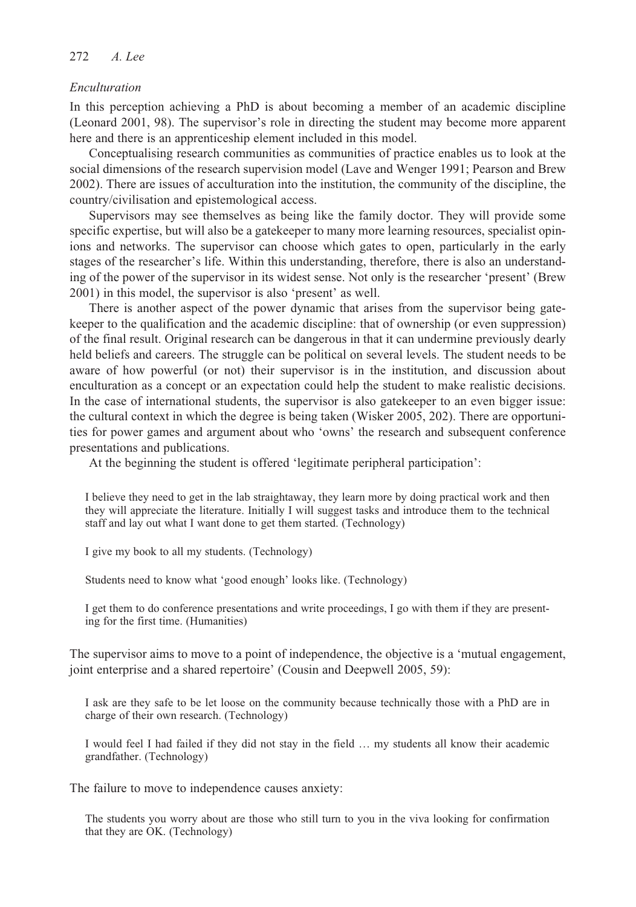*Enculturation*

In this perception achieving a PhD is about becoming a member of an academic discipline (Leonard 2001, 98). The supervisor's role in directing the student may become more apparent here and there is an apprenticeship element included in this model.

Conceptualising research communities as communities of practice enables us to look at the social dimensions of the research supervision model (Lave and Wenger 1991; Pearson and Brew 2002). There are issues of acculturation into the institution, the community of the discipline, the country/civilisation and epistemological access.

Supervisors may see themselves as being like the family doctor. They will provide some specific expertise, but will also be a gatekeeper to many more learning resources, specialist opinions and networks. The supervisor can choose which gates to open, particularly in the early stages of the researcher's life. Within this understanding, therefore, there is also an understanding of the power of the supervisor in its widest sense. Not only is the researcher 'present' (Brew 2001) in this model, the supervisor is also 'present' as well.

There is another aspect of the power dynamic that arises from the supervisor being gatekeeper to the qualification and the academic discipline: that of ownership (or even suppression) of the final result. Original research can be dangerous in that it can undermine previously dearly held beliefs and careers. The struggle can be political on several levels. The student needs to be aware of how powerful (or not) their supervisor is in the institution, and discussion about enculturation as a concept or an expectation could help the student to make realistic decisions. In the case of international students, the supervisor is also gatekeeper to an even bigger issue: the cultural context in which the degree is being taken (Wisker 2005, 202). There are opportunities for power games and argument about who 'owns' the research and subsequent conference presentations and publications.

At the beginning the student is offered 'legitimate peripheral participation':

> I believe they need to get in the lab straightaway, they learn more by doing practical work and then they will appreciate the literature. Initially I will suggest tasks and introduce them to the technical staff and lay out what I want done to get them started. (Technology)

> I give my book to all my students. (Technology)

> Students need to know what 'good enough' looks like. (Technology)

> I get them to do conference presentations and write proceedings, I go with them if they are presenting for the first time. (Humanities)

The supervisor aims to move to a point of independence, the objective is a 'mutual engagement, joint enterprise and a shared repertoire' (Cousin and Deepwell 2005, 59):

> I ask are they safe to be let loose on the community because technically those with a PhD are in charge of their own research. (Technology)

> I would feel I had failed if they did not stay in the field … my students all know their academic grandfather. (Technology)

The failure to move to independence causes anxiety:

> The students you worry about are those who still turn to you in the viva looking for confirmation that they are OK. (Technology)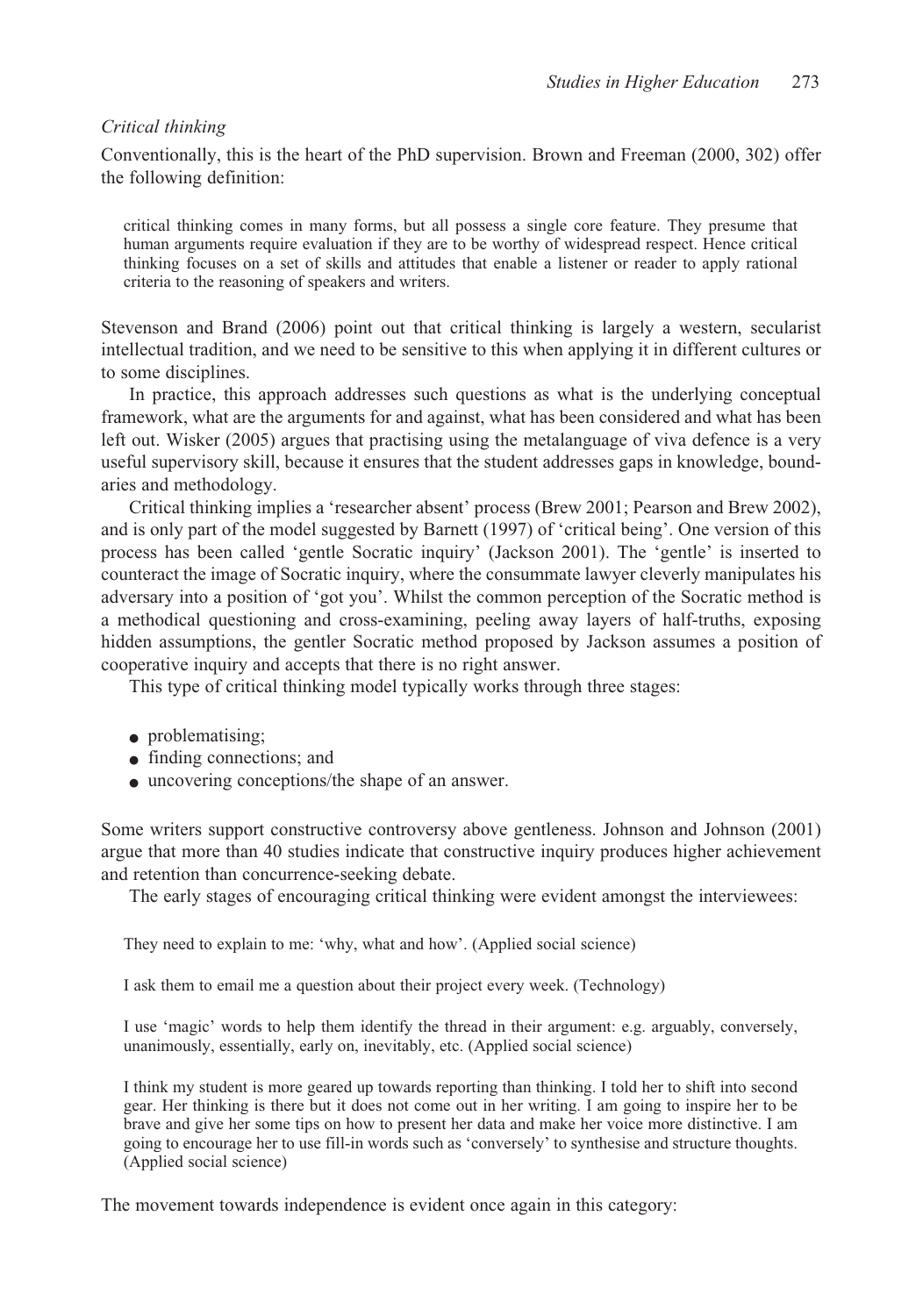*Critical thinking*

Conventionally, this is the heart of the PhD supervision. Brown and Freeman (2000, 302) offer the following definition:

> critical thinking comes in many forms, but all possess a single core feature. They presume that human arguments require evaluation if they are to be worthy of widespread respect. Hence critical thinking focuses on a set of skills and attitudes that enable a listener or reader to apply rational criteria to the reasoning of speakers and writers.

Stevenson and Brand (2006) point out that critical thinking is largely a western, secularist intellectual tradition, and we need to be sensitive to this when applying it in different cultures or to some disciplines.

In practice, this approach addresses such questions as what is the underlying conceptual framework, what are the arguments for and against, what has been considered and what has been left out. Wisker (2005) argues that practising using the metalanguage of viva defence is a very useful supervisory skill, because it ensures that the student addresses gaps in knowledge, boundaries and methodology.

Critical thinking implies a 'researcher absent' process (Brew 2001; Pearson and Brew 2002), and is only part of the model suggested by Barnett (1997) of 'critical being'. One version of this process has been called 'gentle Socratic inquiry' (Jackson 2001). The 'gentle' is inserted to counteract the image of Socratic inquiry, where the consummate lawyer cleverly manipulates his adversary into a position of 'got you'. Whilst the common perception of the Socratic method is a methodical questioning and cross-examining, peeling away layers of half-truths, exposing hidden assumptions, the gentler Socratic method proposed by Jackson assumes a position of cooperative inquiry and accepts that there is no right answer.

This type of critical thinking model typically works through three stages:

- problematising;
- finding connections; and
- uncovering conceptions/the shape of an answer.

Some writers support constructive controversy above gentleness. Johnson and Johnson (2001) argue that more than 40 studies indicate that constructive inquiry produces higher achievement and retention than concurrence-seeking debate.

The early stages of encouraging critical thinking were evident amongst the interviewees:

> They need to explain to me: 'why, what and how'. (Applied social science)

> I ask them to email me a question about their project every week. (Technology)

> I use 'magic' words to help them identify the thread in their argument: e.g. arguably, conversely, unanimously, essentially, early on, inevitably, etc. (Applied social science)

> I think my student is more geared up towards reporting than thinking. I told her to shift into second gear. Her thinking is there but it does not come out in her writing. I am going to inspire her to be brave and give her some tips on how to present her data and make her voice more distinctive. I am going to encourage her to use fill-in words such as 'conversely' to synthesise and structure thoughts. (Applied social science)

The movement towards independence is evident once again in this category: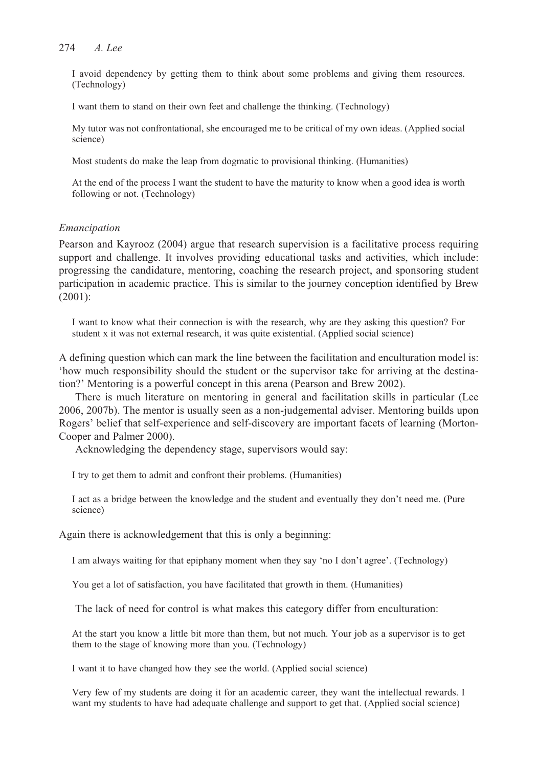> I avoid dependency by getting them to think about some problems and giving them resources. (Technology)

> I want them to stand on their own feet and challenge the thinking. (Technology)

> My tutor was not confrontational, she encouraged me to be critical of my own ideas. (Applied social science)

> Most students do make the leap from dogmatic to provisional thinking. (Humanities)

> At the end of the process I want the student to have the maturity to know when a good idea is worth following or not. (Technology)

### *Emancipation*

Pearson and Kayrooz (2004) argue that research supervision is a facilitative process requiring support and challenge. It involves providing educational tasks and activities, which include: progressing the candidature, mentoring, coaching the research project, and sponsoring student participation in academic practice. This is similar to the journey conception identified by Brew (2001):

> I want to know what their connection is with the research, why are they asking this question? For student x it was not external research, it was quite existential. (Applied social science)

A defining question which can mark the line between the facilitation and enculturation model is: 'how much responsibility should the student or the supervisor take for arriving at the destination?' Mentoring is a powerful concept in this arena (Pearson and Brew 2002).

There is much literature on mentoring in general and facilitation skills in particular (Lee 2006, 2007b). The mentor is usually seen as a non-judgemental adviser. Mentoring builds upon Rogers' belief that self-experience and self-discovery are important facets of learning (Morton-Cooper and Palmer 2000).

Acknowledging the dependency stage, supervisors would say:

> I try to get them to admit and confront their problems. (Humanities)

> I act as a bridge between the knowledge and the student and eventually they don't need me. (Pure science)

Again there is acknowledgement that this is only a beginning:

> I am always waiting for that epiphany moment when they say 'no I don't agree'. (Technology)

> You get a lot of satisfaction, you have facilitated that growth in them. (Humanities)

The lack of need for control is what makes this category differ from enculturation:

> At the start you know a little bit more than them, but not much. Your job as a supervisor is to get them to the stage of knowing more than you. (Technology)

> I want it to have changed how they see the world. (Applied social science)

> Very few of my students are doing it for an academic career, they want the intellectual rewards. I want my students to have had adequate challenge and support to get that. (Applied social science)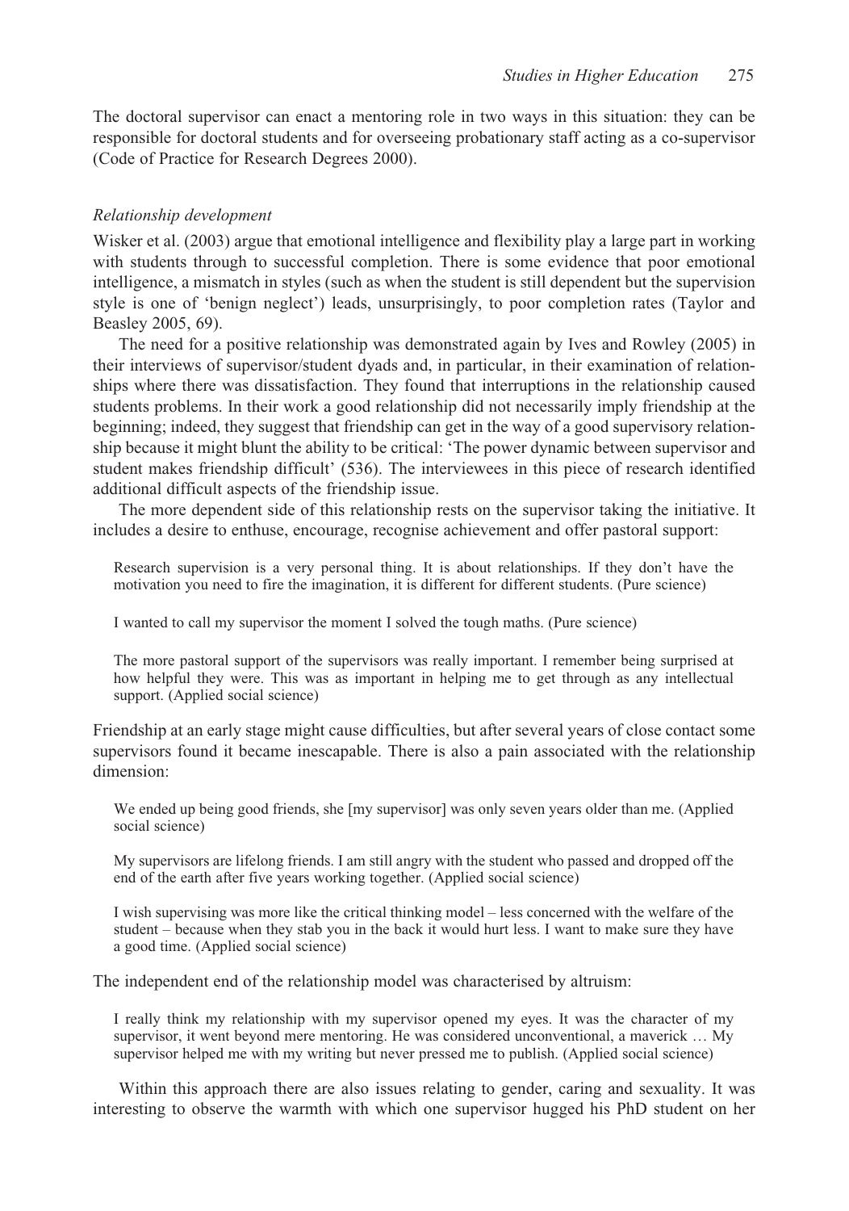The doctoral supervisor can enact a mentoring role in two ways in this situation: they can be responsible for doctoral students and for overseeing probationary staff acting as a co-supervisor (Code of Practice for Research Degrees 2000).

### *Relationship development*

Wisker et al. (2003) argue that emotional intelligence and flexibility play a large part in working with students through to successful completion. There is some evidence that poor emotional intelligence, a mismatch in styles (such as when the student is still dependent but the supervision style is one of 'benign neglect') leads, unsurprisingly, to poor completion rates (Taylor and Beasley 2005, 69).

The need for a positive relationship was demonstrated again by Ives and Rowley (2005) in their interviews of supervisor/student dyads and, in particular, in their examination of relationships where there was dissatisfaction. They found that interruptions in the relationship caused students problems. In their work a good relationship did not necessarily imply friendship at the beginning; indeed, they suggest that friendship can get in the way of a good supervisory relationship because it might blunt the ability to be critical: 'The power dynamic between supervisor and student makes friendship difficult' (536). The interviewees in this piece of research identified additional difficult aspects of the friendship issue.

The more dependent side of this relationship rests on the supervisor taking the initiative. It includes a desire to enthuse, encourage, recognise achievement and offer pastoral support:

> Research supervision is a very personal thing. It is about relationships. If they don't have the motivation you need to fire the imagination, it is different for different students. (Pure science)

> I wanted to call my supervisor the moment I solved the tough maths. (Pure science)

> The more pastoral support of the supervisors was really important. I remember being surprised at how helpful they were. This was as important in helping me to get through as any intellectual support. (Applied social science)

Friendship at an early stage might cause difficulties, but after several years of close contact some supervisors found it became inescapable. There is also a pain associated with the relationship dimension:

> We ended up being good friends, she [my supervisor] was only seven years older than me. (Applied social science)

> My supervisors are lifelong friends. I am still angry with the student who passed and dropped off the end of the earth after five years working together. (Applied social science)

> I wish supervising was more like the critical thinking model – less concerned with the welfare of the student – because when they stab you in the back it would hurt less. I want to make sure they have a good time. (Applied social science)

The independent end of the relationship model was characterised by altruism:

> I really think my relationship with my supervisor opened my eyes. It was the character of my supervisor, it went beyond mere mentoring. He was considered unconventional, a maverick … My supervisor helped me with my writing but never pressed me to publish. (Applied social science)

Within this approach there are also issues relating to gender, caring and sexuality. It was interesting to observe the warmth with which one supervisor hugged his PhD student on her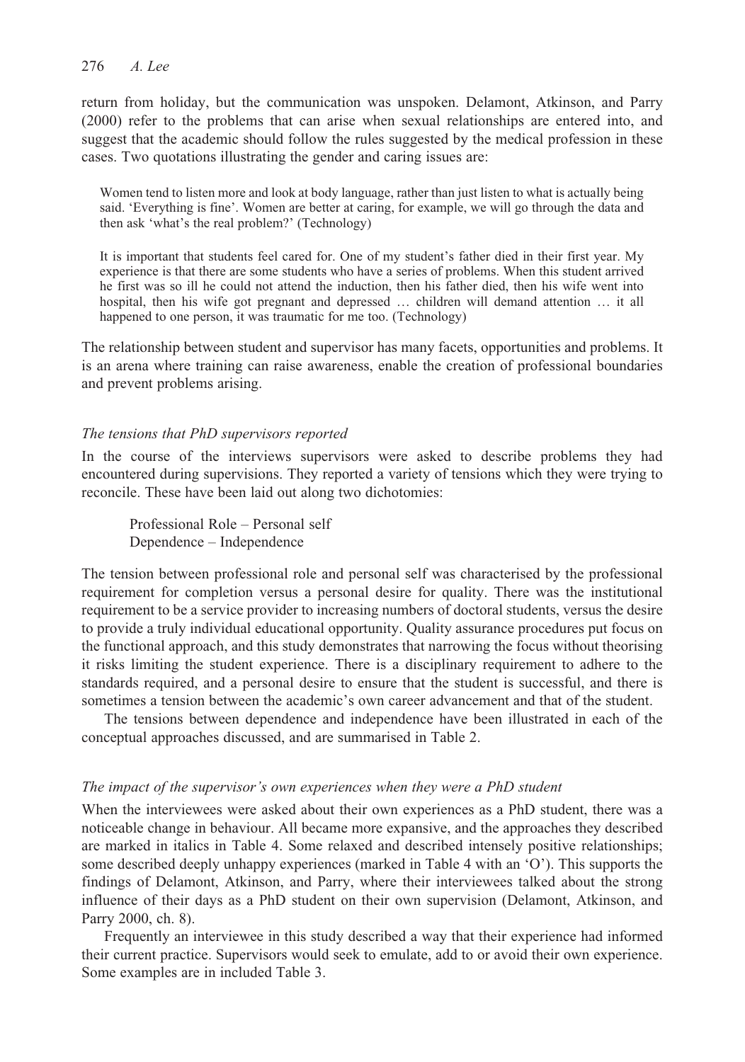return from holiday, but the communication was unspoken. Delamont, Atkinson, and Parry (2000) refer to the problems that can arise when sexual relationships are entered into, and suggest that the academic should follow the rules suggested by the medical profession in these cases. Two quotations illustrating the gender and caring issues are:

> Women tend to listen more and look at body language, rather than just listen to what is actually being said. 'Everything is fine'. Women are better at caring, for example, we will go through the data and then ask 'what's the real problem?' (Technology)

> It is important that students feel cared for. One of my student's father died in their first year. My experience is that there are some students who have a series of problems. When this student arrived he first was so ill he could not attend the induction, then his father died, then his wife went into hospital, then his wife got pregnant and depressed … children will demand attention … it all happened to one person, it was traumatic for me too. (Technology)

The relationship between student and supervisor has many facets, opportunities and problems. It is an arena where training can raise awareness, enable the creation of professional boundaries and prevent problems arising.

### *The tensions that PhD supervisors reported*

In the course of the interviews supervisors were asked to describe problems they had encountered during supervisions. They reported a variety of tensions which they were trying to reconcile. These have been laid out along two dichotomies:

Professional Role – Personal self
Dependence – Independence

The tension between professional role and personal self was characterised by the professional requirement for completion versus a personal desire for quality. There was the institutional requirement to be a service provider to increasing numbers of doctoral students, versus the desire to provide a truly individual educational opportunity. Quality assurance procedures put focus on the functional approach, and this study demonstrates that narrowing the focus without theorising it risks limiting the student experience. There is a disciplinary requirement to adhere to the standards required, and a personal desire to ensure that the student is successful, and there is sometimes a tension between the academic's own career advancement and that of the student.

The tensions between dependence and independence have been illustrated in each of the conceptual approaches discussed, and are summarised in Table 2.

### *The impact of the supervisor's own experiences when they were a PhD student*

When the interviewees were asked about their own experiences as a PhD student, there was a noticeable change in behaviour. All became more expansive, and the approaches they described are marked in italics in Table 4. Some relaxed and described intensely positive relationships; some described deeply unhappy experiences (marked in Table 4 with an 'O'). This supports the findings of Delamont, Atkinson, and Parry, where their interviewees talked about the strong influence of their days as a PhD student on their own supervision (Delamont, Atkinson, and Parry 2000, ch. 8).

Frequently an interviewee in this study described a way that their experience had informed their current practice. Supervisors would seek to emulate, add to or avoid their own experience. Some examples are in included Table 3.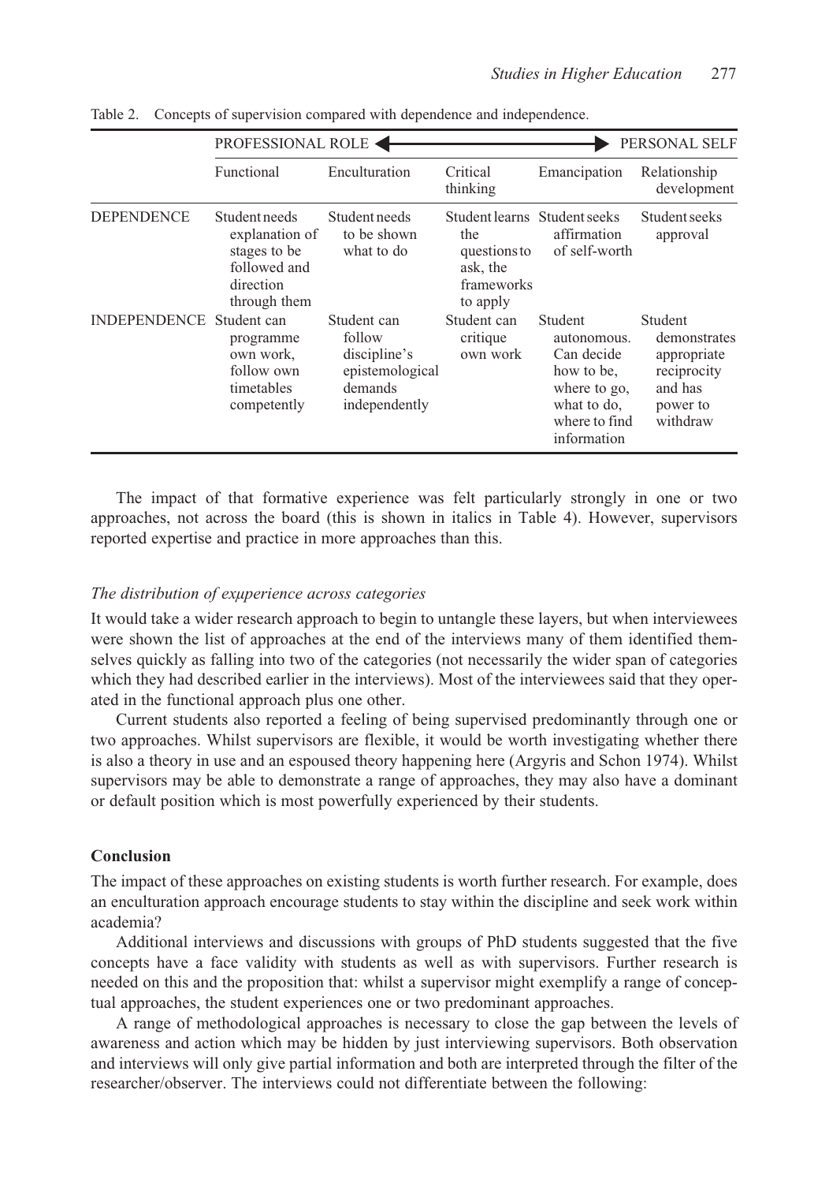Table 2. Concepts of supervision compared with dependence and independence.

| | PROFESSIONAL ROLE ◀ | | | ▶ PERSONAL SELF | |
|---|---|---|---|---|---|
| | Functional | Enculturation | Critical thinking | Emancipation | Relationship development |
| DEPENDENCE | Student needs explanation of stages to be followed and direction through them | Student needs to be shown what to do | Student learns the questions to ask, the frameworks to apply | Student seeks affirmation of self-worth | Student seeks approval |
| INDEPENDENCE | Student can programme own work, follow own timetables competently | Student can follow discipline's epistemological demands independently | Student can critique own work | Student autonomous. Can decide how to be, where to go, what to do, where to find information | Student demonstrates appropriate reciprocity and has power to withdraw |

The impact of that formative experience was felt particularly strongly in one or two approaches, not across the board (this is shown in italics in Table 4). However, supervisors reported expertise and practice in more approaches than this.

### *The distribution of exμperience across categories*

It would take a wider research approach to begin to untangle these layers, but when interviewees were shown the list of approaches at the end of the interviews many of them identified themselves quickly as falling into two of the categories (not necessarily the wider span of categories which they had described earlier in the interviews). Most of the interviewees said that they operated in the functional approach plus one other.

Current students also reported a feeling of being supervised predominantly through one or two approaches. Whilst supervisors are flexible, it would be worth investigating whether there is also a theory in use and an espoused theory happening here (Argyris and Schon 1974). Whilst supervisors may be able to demonstrate a range of approaches, they may also have a dominant or default position which is most powerfully experienced by their students.

## Conclusion

The impact of these approaches on existing students is worth further research. For example, does an enculturation approach encourage students to stay within the discipline and seek work within academia?

Additional interviews and discussions with groups of PhD students suggested that the five concepts have a face validity with students as well as with supervisors. Further research is needed on this and the proposition that: whilst a supervisor might exemplify a range of conceptual approaches, the student experiences one or two predominant approaches.

A range of methodological approaches is necessary to close the gap between the levels of awareness and action which may be hidden by just interviewing supervisors. Both observation and interviews will only give partial information and both are interpreted through the filter of the researcher/observer. The interviews could not differentiate between the following: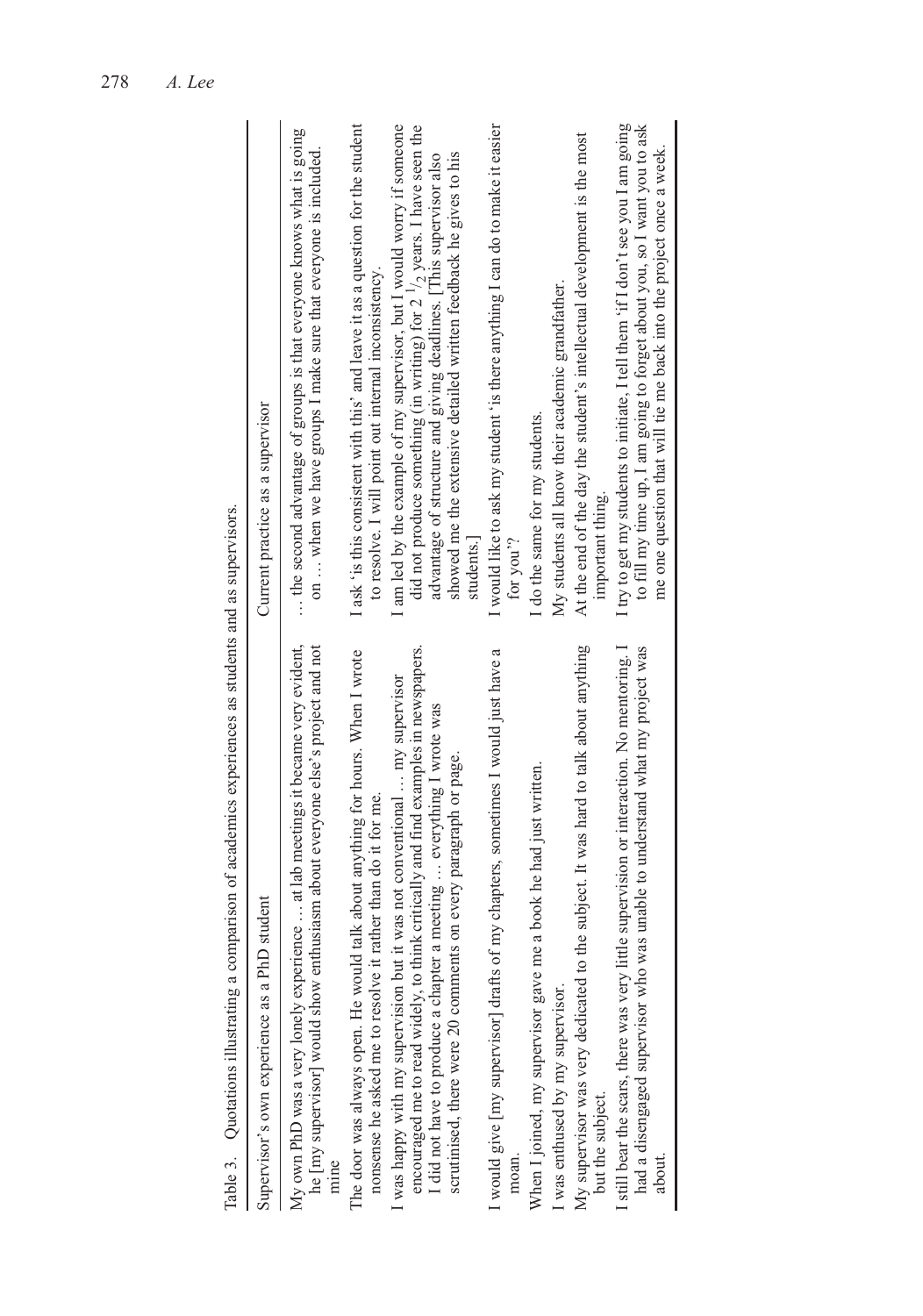Table 3. Quotations illustrating a comparison of academics experiences as students and as supervisors.

| Supervisor's own experience as a PhD student | Current practice as a supervisor |
| --- | --- |
| My own PhD was a very lonely experience … at lab meetings it became very evident, he [my supervisor] would show enthusiasm about everyone else's project and not mine | … the second advantage of groups is that everyone knows what is going on … when we have groups I make sure that everyone is included. |
| The door was always open. He would talk about anything for hours. When I wrote nonsense he asked me to resolve it rather than do it for me. | I ask 'is this consistent with this' and leave it as a question for the student to resolve. I will point out internal inconsistency. |
| I was happy with my supervision but it was not conventional … my supervisor encouraged me to read widely, to think critically and find examples in newspapers. I did not have to produce a chapter a meeting … everything I wrote was scrutinised, there were 20 comments on every paragraph or page. | I am led by the example of my supervisor, but I would worry if someone did not produce something (in writing) for 2 $^{1}/_{2}$ years. I have seen the advantage of structure and giving deadlines. [This supervisor also showed me the extensive detailed written feedback he gives to his students.] |
| I would give [my supervisor] drafts of my chapters, sometimes I would just have a moan. | I would like to ask my student 'is there anything I can do to make it easier for you'? |
| When I joined, my supervisor gave me a book he had just written. | I do the same for my students. |
| I was enthused by my supervisor. | My students all know their academic grandfather. |
| My supervisor was very dedicated to the subject. It was hard to talk about anything but the subject. | At the end of the day the student's intellectual development is the most important thing. |
| I still bear the scars, there was very little supervision or interaction. No mentoring. I had a disengaged supervisor who was unable to understand what my project was about. | I try to get my students to initiate, I tell them 'if I don't see you I am going to fill my time up, I am going to forget about you, so I want you to ask me one question that will tie me back into the project once a week. |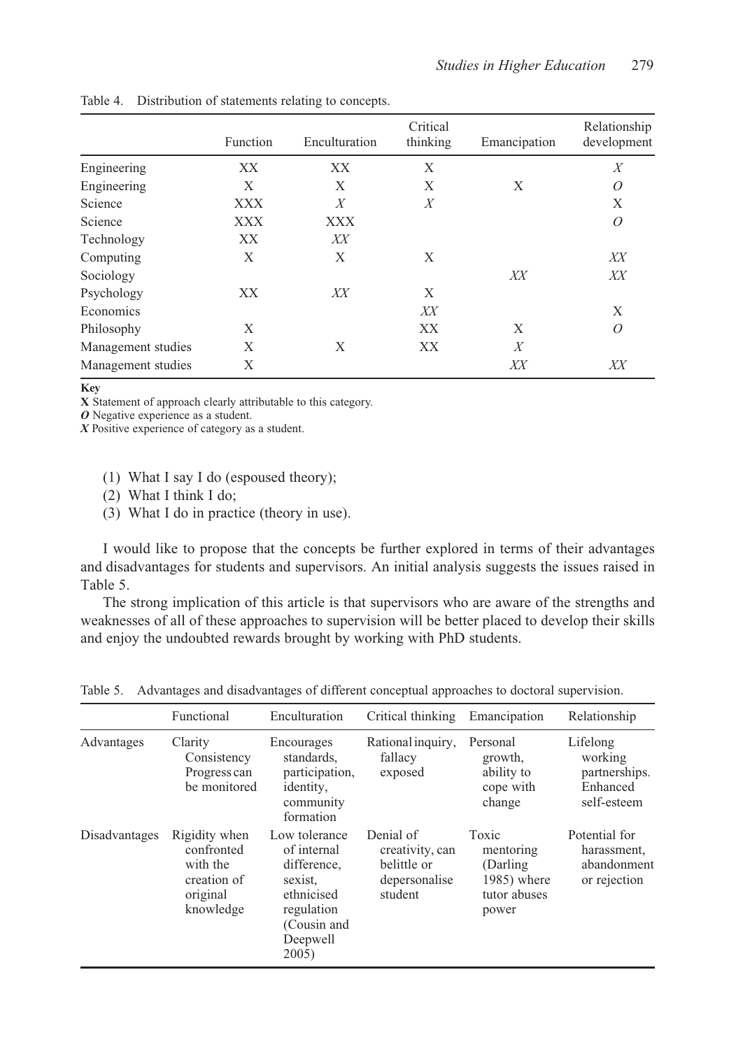Table 4. Distribution of statements relating to concepts.

| | Function | Enculturation | Critical thinking | Emancipation | Relationship development |
|---|---|---|---|---|---|
| Engineering | XX | XX | X | | *X* |
| Engineering | X | X | X | X | *O* |
| Science | XXX | *X* | *X* | | X |
| Science | XXX | XXX | | | *O* |
| Technology | XX | *XX* | | | |
| Computing | X | X | X | | *XX* |
| Sociology | | | | *XX* | *XX* |
| Psychology | XX | *XX* | X | | |
| Economics | | | *XX* | | X |
| Philosophy | X | | XX | X | *O* |
| Management studies | X | X | XX | *X* | |
| Management studies | X | | | *XX* | *XX* |

**Key**
**X** Statement of approach clearly attributable to this category.
***O*** Negative experience as a student.
***X*** Positive experience of category as a student.

(1) What I say I do (espoused theory);
(2) What I think I do;
(3) What I do in practice (theory in use).

I would like to propose that the concepts be further explored in terms of their advantages and disadvantages for students and supervisors. An initial analysis suggests the issues raised in Table 5.

The strong implication of this article is that supervisors who are aware of the strengths and weaknesses of all of these approaches to supervision will be better placed to develop their skills and enjoy the undoubted rewards brought by working with PhD students.

Table 5. Advantages and disadvantages of different conceptual approaches to doctoral supervision.

| | Functional | Enculturation | Critical thinking | Emancipation | Relationship |
|---|---|---|---|---|---|
| Advantages | Clarity Consistency Progress can be monitored | Encourages standards, participation, identity, community formation | Rational inquiry, fallacy exposed | Personal growth, ability to cope with change | Lifelong working partnerships. Enhanced self-esteem |
| Disadvantages | Rigidity when confronted with the creation of original knowledge | Low tolerance of internal difference, sexist, ethnicised regulation (Cousin and Deepwell 2005) | Denial of creativity, can belittle or depersonalise student | Toxic mentoring (Darling 1985) where tutor abuses power | Potential for harassment, abandonment or rejection |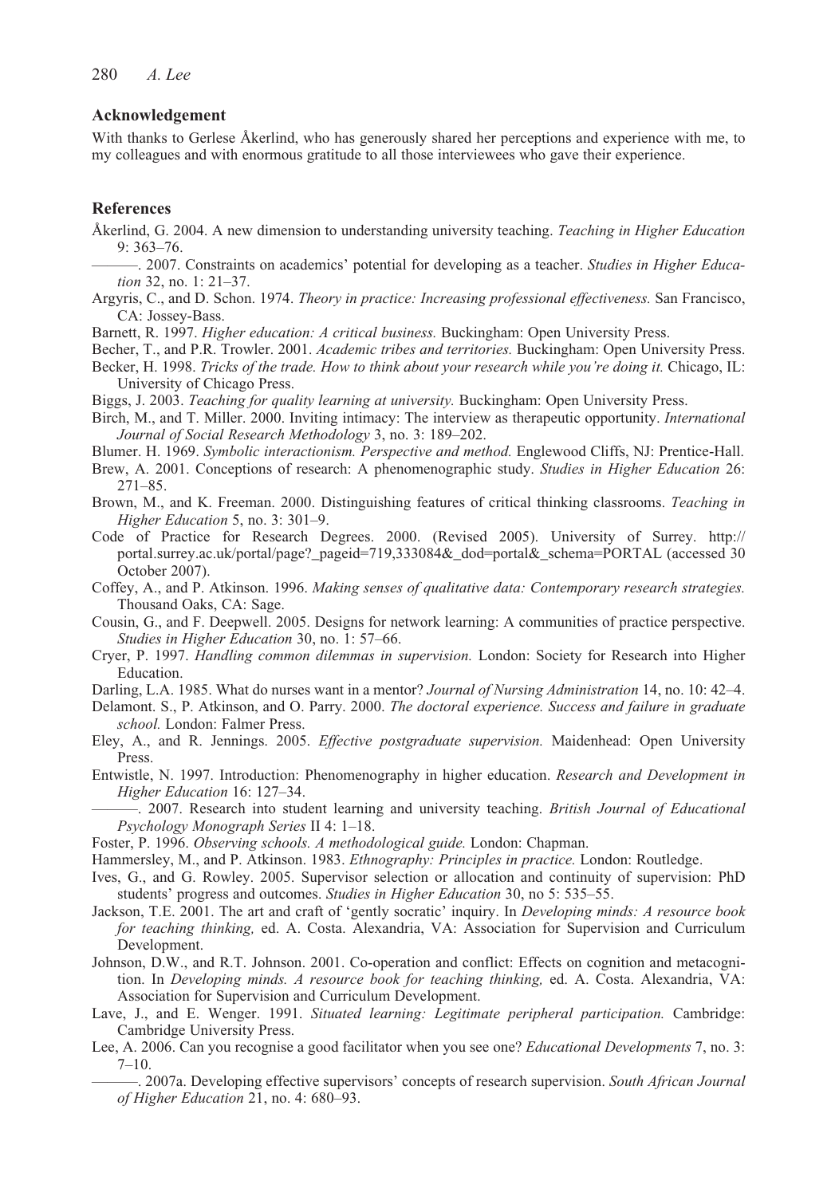## Acknowledgement

With thanks to Gerlese Åkerlind, who has generously shared her perceptions and experience with me, to my colleagues and with enormous gratitude to all those interviewees who gave their experience.

## References

Åkerlind, G. 2004. A new dimension to understanding university teaching. *Teaching in Higher Education* 9: 363–76.

———. 2007. Constraints on academics' potential for developing as a teacher. *Studies in Higher Education* 32, no. 1: 21–37.

Argyris, C., and D. Schon. 1974. *Theory in practice: Increasing professional effectiveness.* San Francisco, CA: Jossey-Bass.

Barnett, R. 1997. *Higher education: A critical business.* Buckingham: Open University Press.

Becher, T., and P.R. Trowler. 2001. *Academic tribes and territories.* Buckingham: Open University Press.

Becker, H. 1998. *Tricks of the trade. How to think about your research while you're doing it.* Chicago, IL: University of Chicago Press.

Biggs, J. 2003. *Teaching for quality learning at university.* Buckingham: Open University Press.

Birch, M., and T. Miller. 2000. Inviting intimacy: The interview as therapeutic opportunity. *International Journal of Social Research Methodology* 3, no. 3: 189–202.

Blumer. H. 1969. *Symbolic interactionism. Perspective and method.* Englewood Cliffs, NJ: Prentice-Hall.

Brew, A. 2001. Conceptions of research: A phenomenographic study. *Studies in Higher Education* 26: 271–85.

Brown, M., and K. Freeman. 2000. Distinguishing features of critical thinking classrooms. *Teaching in Higher Education* 5, no. 3: 301–9.

Code of Practice for Research Degrees. 2000. (Revised 2005). University of Surrey. http://portal.surrey.ac.uk/portal/page?_pageid=719,333084&_dod=portal&_schema=PORTAL (accessed 30 October 2007).

Coffey, A., and P. Atkinson. 1996. *Making senses of qualitative data: Contemporary research strategies.* Thousand Oaks, CA: Sage.

Cousin, G., and F. Deepwell. 2005. Designs for network learning: A communities of practice perspective. *Studies in Higher Education* 30, no. 1: 57–66.

Cryer, P. 1997. *Handling common dilemmas in supervision.* London: Society for Research into Higher Education.

Darling, L.A. 1985. What do nurses want in a mentor? *Journal of Nursing Administration* 14, no. 10: 42–4.

Delamont. S., P. Atkinson, and O. Parry. 2000. *The doctoral experience. Success and failure in graduate school.* London: Falmer Press.

Eley, A., and R. Jennings. 2005. *Effective postgraduate supervision.* Maidenhead: Open University Press.

Entwistle, N. 1997. Introduction: Phenomenography in higher education. *Research and Development in Higher Education* 16: 127–34.

———. 2007. Research into student learning and university teaching. *British Journal of Educational Psychology Monograph Series* II 4: 1–18.

Foster, P. 1996. *Observing schools. A methodological guide.* London: Chapman.

Hammersley, M., and P. Atkinson. 1983. *Ethnography: Principles in practice.* London: Routledge.

Ives, G., and G. Rowley. 2005. Supervisor selection or allocation and continuity of supervision: PhD students' progress and outcomes. *Studies in Higher Education* 30, no 5: 535–55.

Jackson, T.E. 2001. The art and craft of 'gently socratic' inquiry. In *Developing minds: A resource book for teaching thinking,* ed. A. Costa. Alexandria, VA: Association for Supervision and Curriculum Development.

Johnson, D.W., and R.T. Johnson. 2001. Co-operation and conflict: Effects on cognition and metacognition. In *Developing minds. A resource book for teaching thinking,* ed. A. Costa. Alexandria, VA: Association for Supervision and Curriculum Development.

Lave, J., and E. Wenger. 1991. *Situated learning: Legitimate peripheral participation.* Cambridge: Cambridge University Press.

Lee, A. 2006. Can you recognise a good facilitator when you see one? *Educational Developments* 7, no. 3: 7–10.

———. 2007a. Developing effective supervisors' concepts of research supervision. *South African Journal of Higher Education* 21, no. 4: 680–93.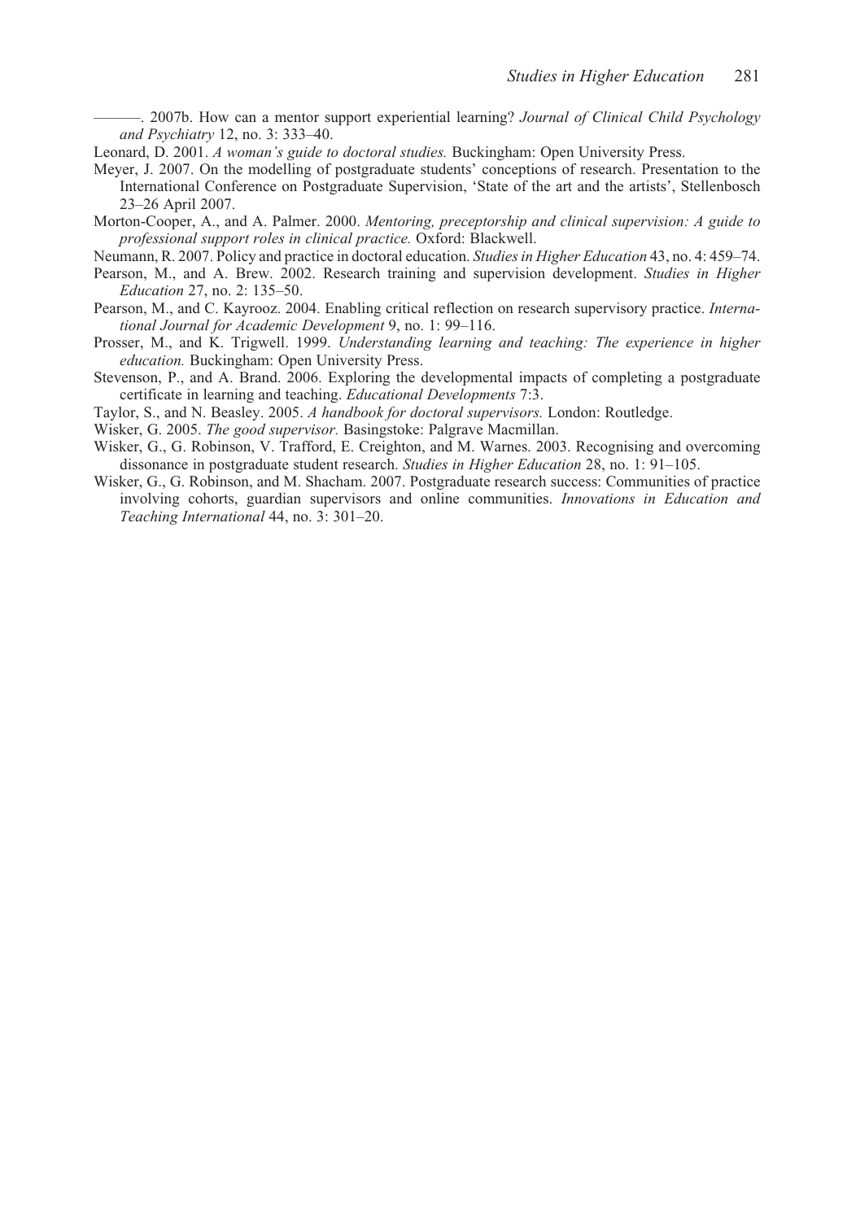———. 2007b. How can a mentor support experiential learning? *Journal of Clinical Child Psychology and Psychiatry* 12, no. 3: 333–40.

Leonard, D. 2001. *A woman's guide to doctoral studies.* Buckingham: Open University Press.

Meyer, J. 2007. On the modelling of postgraduate students' conceptions of research. Presentation to the International Conference on Postgraduate Supervision, 'State of the art and the artists', Stellenbosch 23–26 April 2007.

Morton-Cooper, A., and A. Palmer. 2000. *Mentoring, preceptorship and clinical supervision: A guide to professional support roles in clinical practice.* Oxford: Blackwell.

Neumann, R. 2007. Policy and practice in doctoral education. *Studies in Higher Education* 43, no. 4: 459–74.

Pearson, M., and A. Brew. 2002. Research training and supervision development. *Studies in Higher Education* 27, no. 2: 135–50.

Pearson, M., and C. Kayrooz. 2004. Enabling critical reflection on research supervisory practice. *International Journal for Academic Development* 9, no. 1: 99–116.

Prosser, M., and K. Trigwell. 1999. *Understanding learning and teaching: The experience in higher education.* Buckingham: Open University Press.

Stevenson, P., and A. Brand. 2006. Exploring the developmental impacts of completing a postgraduate certificate in learning and teaching. *Educational Developments* 7:3.

Taylor, S., and N. Beasley. 2005. *A handbook for doctoral supervisors.* London: Routledge.

Wisker, G. 2005. *The good supervisor.* Basingstoke: Palgrave Macmillan.

Wisker, G., G. Robinson, V. Trafford, E. Creighton, and M. Warnes. 2003. Recognising and overcoming dissonance in postgraduate student research. *Studies in Higher Education* 28, no. 1: 91–105.

Wisker, G., G. Robinson, and M. Shacham. 2007. Postgraduate research success: Communities of practice involving cohorts, guardian supervisors and online communities. *Innovations in Education and Teaching International* 44, no. 3: 301–20.